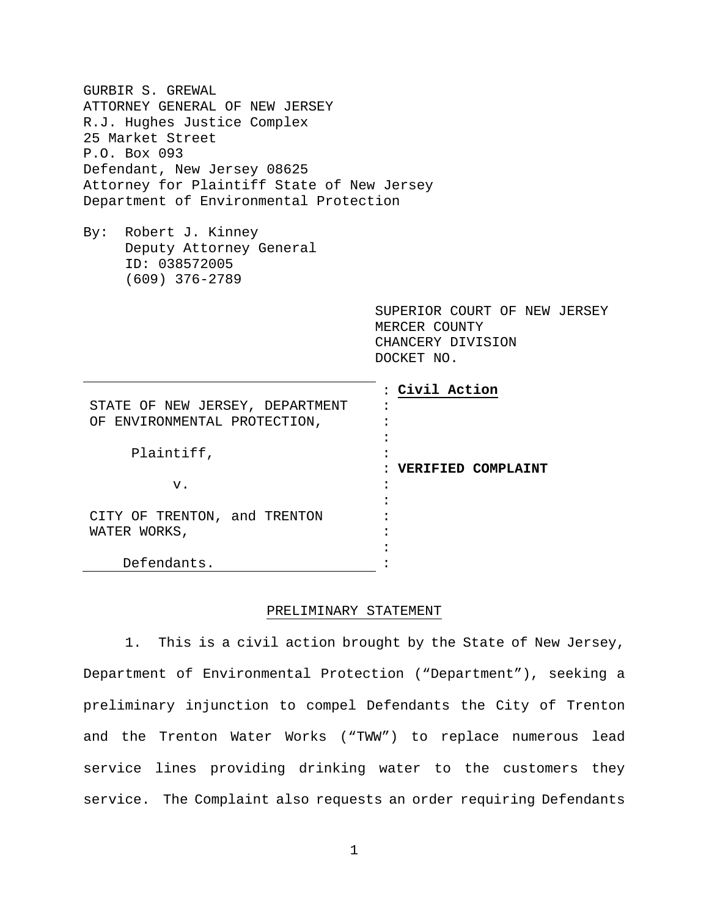GURBIR S. GREWAL
ATTORNEY GENERAL OF NEW JERSEY
R.J. Hughes Justice Complex
25 Market Street
P.O. Box 093
Defendant, New Jersey 08625
Attorney for Plaintiff State of New Jersey
Department of Environmental Protection

By: Robert J. Kinney
Deputy Attorney General
ID: 038572005
(609) 376-2789

SUPERIOR COURT OF NEW JERSEY
MERCER COUNTY
CHANCERY DIVISION
DOCKET NO.

| | |
|---|---|
| STATE OF NEW JERSEY, DEPARTMENT OF ENVIRONMENTAL PROTECTION,<br><br>Plaintiff,<br><br>v.<br><br>CITY OF TRENTON, and TRENTON WATER WORKS,<br><br>Defendants. | **Civil Action**<br><br>**VERIFIED COMPLAINT** |

## PRELIMINARY STATEMENT

1. This is a civil action brought by the State of New Jersey, Department of Environmental Protection ("Department"), seeking a preliminary injunction to compel Defendants the City of Trenton and the Trenton Water Works ("TWW") to replace numerous lead service lines providing drinking water to the customers they service. The Complaint also requests an order requiring Defendants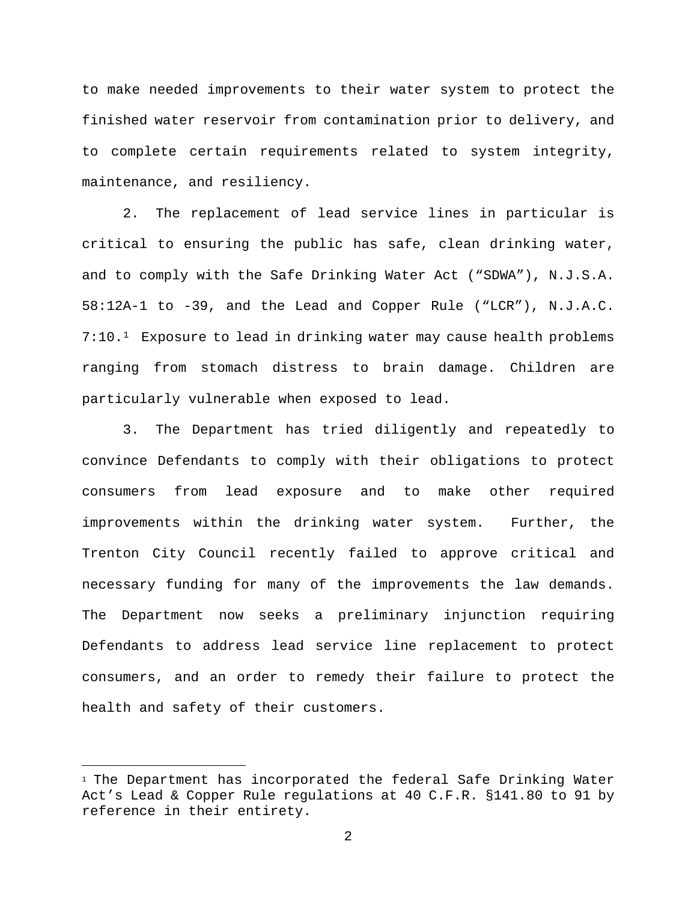to make needed improvements to their water system to protect the finished water reservoir from contamination prior to delivery, and to complete certain requirements related to system integrity, maintenance, and resiliency.

2. The replacement of lead service lines in particular is critical to ensuring the public has safe, clean drinking water, and to comply with the Safe Drinking Water Act ("SDWA"), N.J.S.A. 58:12A-1 to -39, and the Lead and Copper Rule ("LCR"), N.J.A.C. 7:10.[1] Exposure to lead in drinking water may cause health problems ranging from stomach distress to brain damage. Children are particularly vulnerable when exposed to lead.

3. The Department has tried diligently and repeatedly to convince Defendants to comply with their obligations to protect consumers from lead exposure and to make other required improvements within the drinking water system. Further, the Trenton City Council recently failed to approve critical and necessary funding for many of the improvements the law demands. The Department now seeks a preliminary injunction requiring Defendants to address lead service line replacement to protect consumers, and an order to remedy their failure to protect the health and safety of their customers.

---

[1] The Department has incorporated the federal Safe Drinking Water Act's Lead & Copper Rule regulations at 40 C.F.R. §141.80 to 91 by reference in their entirety.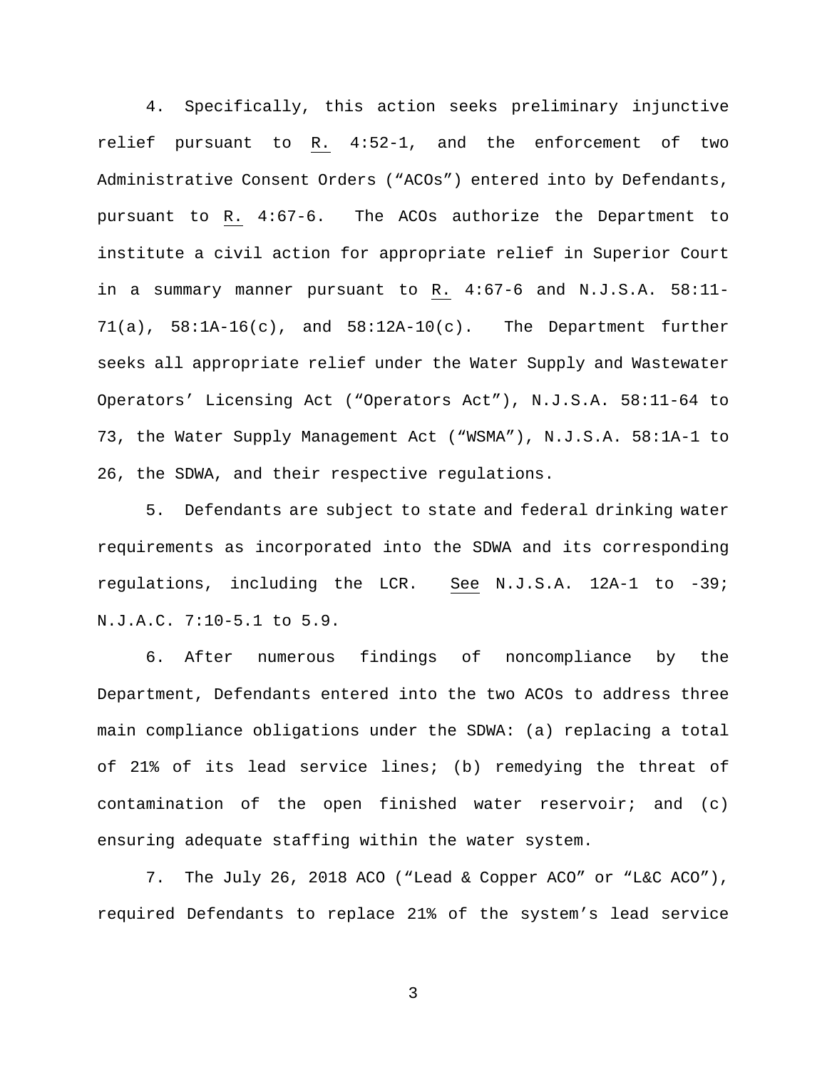4. Specifically, this action seeks preliminary injunctive relief pursuant to R. 4:52-1, and the enforcement of two Administrative Consent Orders ("ACOs") entered into by Defendants, pursuant to R. 4:67-6. The ACOs authorize the Department to institute a civil action for appropriate relief in Superior Court in a summary manner pursuant to R. 4:67-6 and N.J.S.A. 58:11-71(a), 58:1A-16(c), and 58:12A-10(c). The Department further seeks all appropriate relief under the Water Supply and Wastewater Operators' Licensing Act ("Operators Act"), N.J.S.A. 58:11-64 to 73, the Water Supply Management Act ("WSMA"), N.J.S.A. 58:1A-1 to 26, the SDWA, and their respective regulations.

5. Defendants are subject to state and federal drinking water requirements as incorporated into the SDWA and its corresponding regulations, including the LCR. See N.J.S.A. 12A-1 to -39; N.J.A.C. 7:10-5.1 to 5.9.

6. After numerous findings of noncompliance by the Department, Defendants entered into the two ACOs to address three main compliance obligations under the SDWA: (a) replacing a total of 21% of its lead service lines; (b) remedying the threat of contamination of the open finished water reservoir; and (c) ensuring adequate staffing within the water system.

7. The July 26, 2018 ACO ("Lead & Copper ACO" or "L&C ACO"), required Defendants to replace 21% of the system's lead service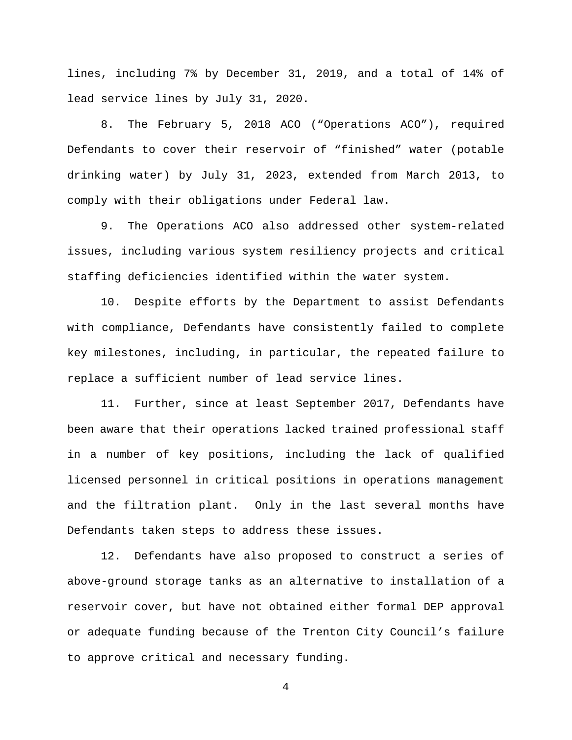lines, including 7% by December 31, 2019, and a total of 14% of lead service lines by July 31, 2020.

8. The February 5, 2018 ACO ("Operations ACO"), required Defendants to cover their reservoir of "finished" water (potable drinking water) by July 31, 2023, extended from March 2013, to comply with their obligations under Federal law.

9. The Operations ACO also addressed other system-related issues, including various system resiliency projects and critical staffing deficiencies identified within the water system.

10. Despite efforts by the Department to assist Defendants with compliance, Defendants have consistently failed to complete key milestones, including, in particular, the repeated failure to replace a sufficient number of lead service lines.

11. Further, since at least September 2017, Defendants have been aware that their operations lacked trained professional staff in a number of key positions, including the lack of qualified licensed personnel in critical positions in operations management and the filtration plant. Only in the last several months have Defendants taken steps to address these issues.

12. Defendants have also proposed to construct a series of above-ground storage tanks as an alternative to installation of a reservoir cover, but have not obtained either formal DEP approval or adequate funding because of the Trenton City Council's failure to approve critical and necessary funding.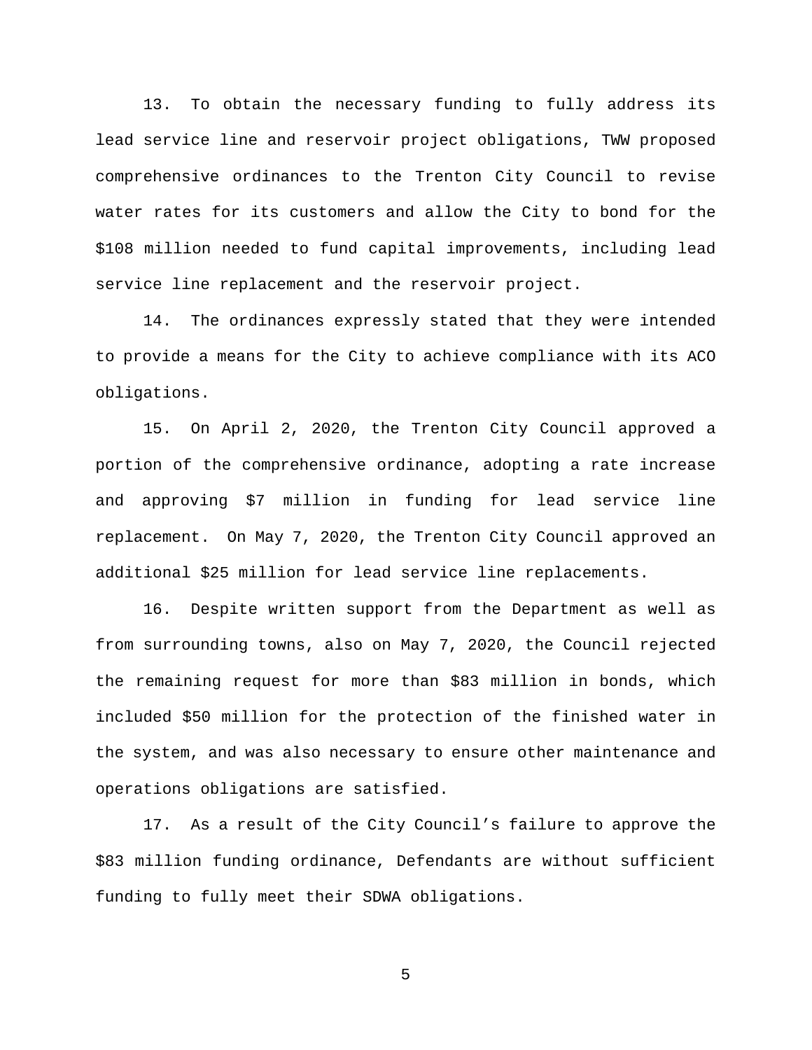13. To obtain the necessary funding to fully address its lead service line and reservoir project obligations, TWW proposed comprehensive ordinances to the Trenton City Council to revise water rates for its customers and allow the City to bond for the $108 million needed to fund capital improvements, including lead service line replacement and the reservoir project.

14. The ordinances expressly stated that they were intended to provide a means for the City to achieve compliance with its ACO obligations.

15. On April 2, 2020, the Trenton City Council approved a portion of the comprehensive ordinance, adopting a rate increase and approving $7 million in funding for lead service line replacement. On May 7, 2020, the Trenton City Council approved an additional $25 million for lead service line replacements.

16. Despite written support from the Department as well as from surrounding towns, also on May 7, 2020, the Council rejected the remaining request for more than $83 million in bonds, which included $50 million for the protection of the finished water in the system, and was also necessary to ensure other maintenance and operations obligations are satisfied.

17. As a result of the City Council's failure to approve the $83 million funding ordinance, Defendants are without sufficient funding to fully meet their SDWA obligations.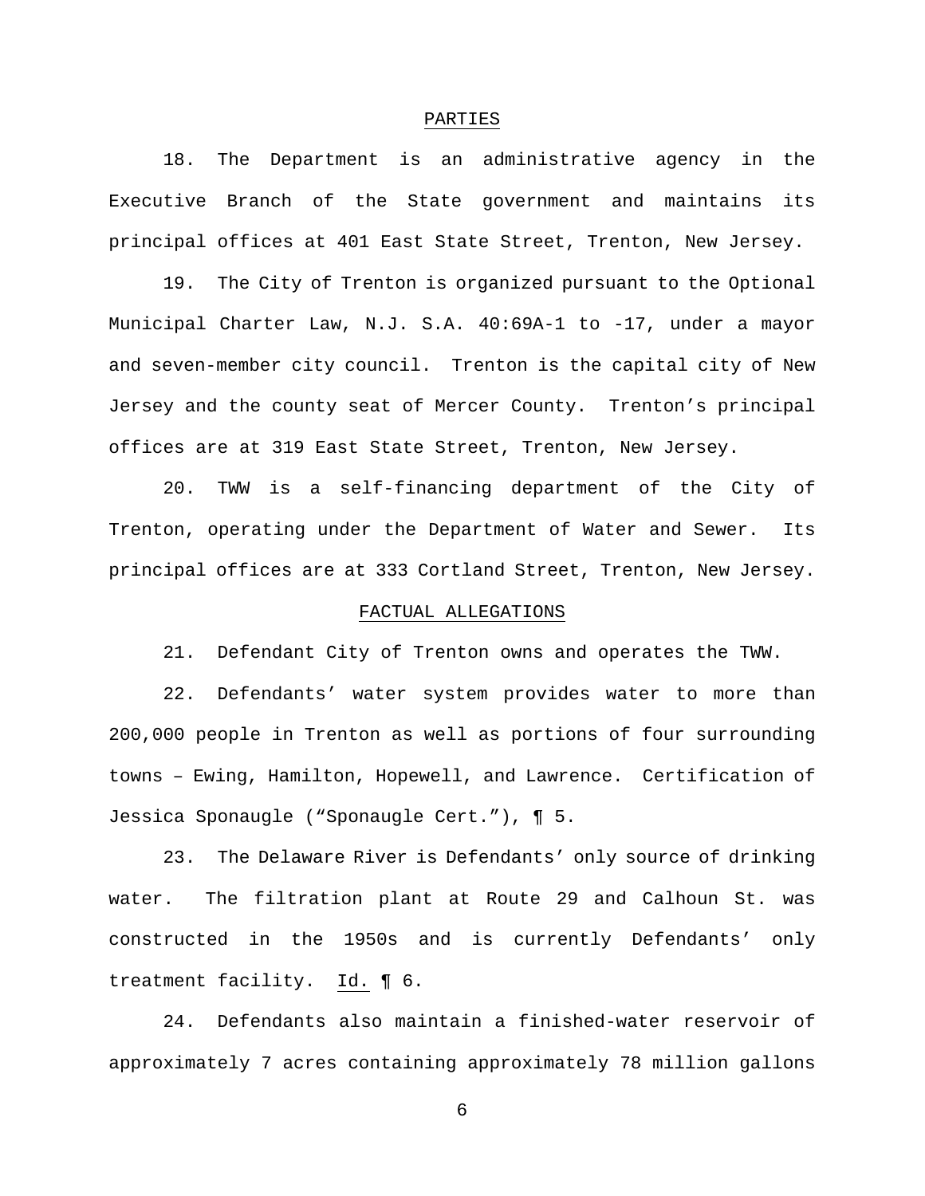## PARTIES

18. The Department is an administrative agency in the Executive Branch of the State government and maintains its principal offices at 401 East State Street, Trenton, New Jersey.

19. The City of Trenton is organized pursuant to the Optional Municipal Charter Law, N.J. S.A. 40:69A-1 to -17, under a mayor and seven-member city council. Trenton is the capital city of New Jersey and the county seat of Mercer County. Trenton's principal offices are at 319 East State Street, Trenton, New Jersey.

20. TWW is a self-financing department of the City of Trenton, operating under the Department of Water and Sewer. Its principal offices are at 333 Cortland Street, Trenton, New Jersey.

## FACTUAL ALLEGATIONS

21. Defendant City of Trenton owns and operates the TWW.

22. Defendants' water system provides water to more than 200,000 people in Trenton as well as portions of four surrounding towns – Ewing, Hamilton, Hopewell, and Lawrence. Certification of Jessica Sponaugle ("Sponaugle Cert."), ¶ 5.

23. The Delaware River is Defendants' only source of drinking water. The filtration plant at Route 29 and Calhoun St. was constructed in the 1950s and is currently Defendants' only treatment facility. Id. ¶ 6.

24. Defendants also maintain a finished-water reservoir of approximately 7 acres containing approximately 78 million gallons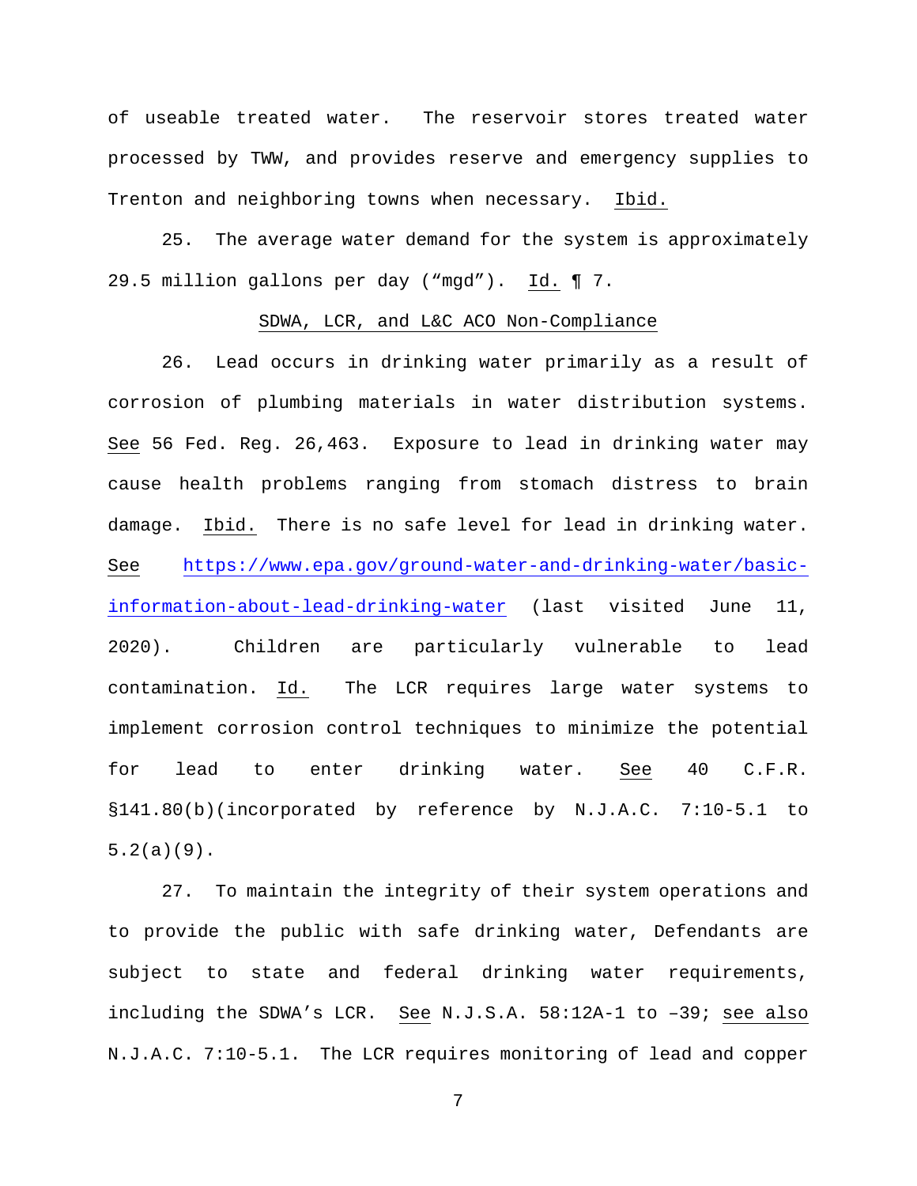of useable treated water. The reservoir stores treated water processed by TWW, and provides reserve and emergency supplies to Trenton and neighboring towns when necessary. Ibid.

25. The average water demand for the system is approximately 29.5 million gallons per day ("mgd"). Id. ¶ 7.

SDWA, LCR, and L&C ACO Non-Compliance

26. Lead occurs in drinking water primarily as a result of corrosion of plumbing materials in water distribution systems. See 56 Fed. Reg. 26,463. Exposure to lead in drinking water may cause health problems ranging from stomach distress to brain damage. Ibid. There is no safe level for lead in drinking water. See https://www.epa.gov/ground-water-and-drinking-water/basic-information-about-lead-drinking-water (last visited June 11, 2020). Children are particularly vulnerable to lead contamination. Id. The LCR requires large water systems to implement corrosion control techniques to minimize the potential for lead to enter drinking water. See 40 C.F.R. §141.80(b)(incorporated by reference by N.J.A.C. 7:10-5.1 to 5.2(a)(9).

27. To maintain the integrity of their system operations and to provide the public with safe drinking water, Defendants are subject to state and federal drinking water requirements, including the SDWA's LCR. See N.J.S.A. 58:12A-1 to –39; see also N.J.A.C. 7:10-5.1. The LCR requires monitoring of lead and copper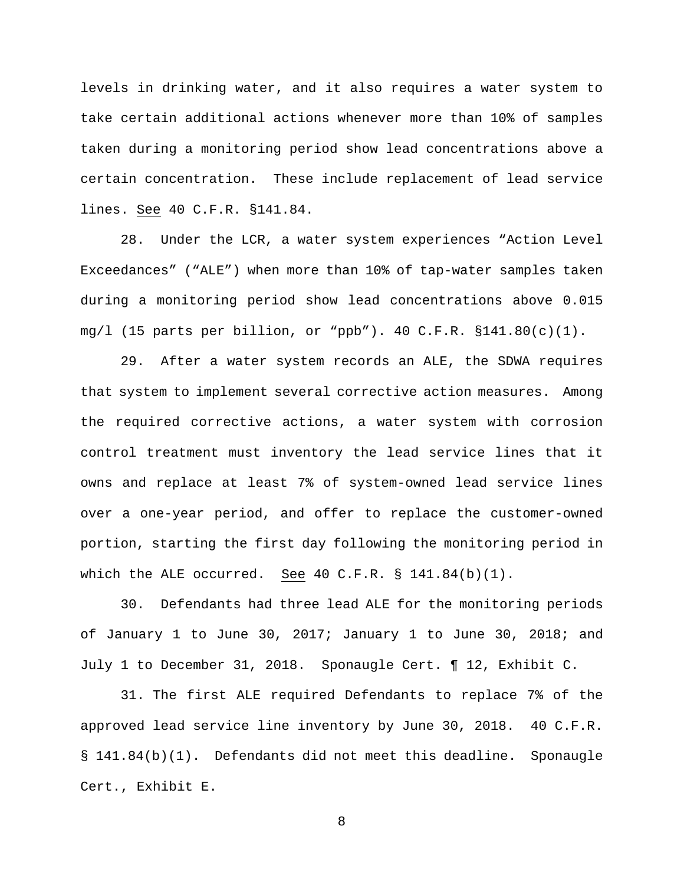levels in drinking water, and it also requires a water system to take certain additional actions whenever more than 10% of samples taken during a monitoring period show lead concentrations above a certain concentration. These include replacement of lead service lines. See 40 C.F.R. §141.84.

28. Under the LCR, a water system experiences "Action Level Exceedances" ("ALE") when more than 10% of tap-water samples taken during a monitoring period show lead concentrations above 0.015 mg/l (15 parts per billion, or "ppb"). 40 C.F.R. §141.80(c)(1).

29. After a water system records an ALE, the SDWA requires that system to implement several corrective action measures. Among the required corrective actions, a water system with corrosion control treatment must inventory the lead service lines that it owns and replace at least 7% of system-owned lead service lines over a one-year period, and offer to replace the customer-owned portion, starting the first day following the monitoring period in which the ALE occurred. See 40 C.F.R. § 141.84(b)(1).

30. Defendants had three lead ALE for the monitoring periods of January 1 to June 30, 2017; January 1 to June 30, 2018; and July 1 to December 31, 2018. Sponaugle Cert. ¶ 12, Exhibit C.

31. The first ALE required Defendants to replace 7% of the approved lead service line inventory by June 30, 2018. 40 C.F.R. § 141.84(b)(1). Defendants did not meet this deadline. Sponaugle Cert., Exhibit E.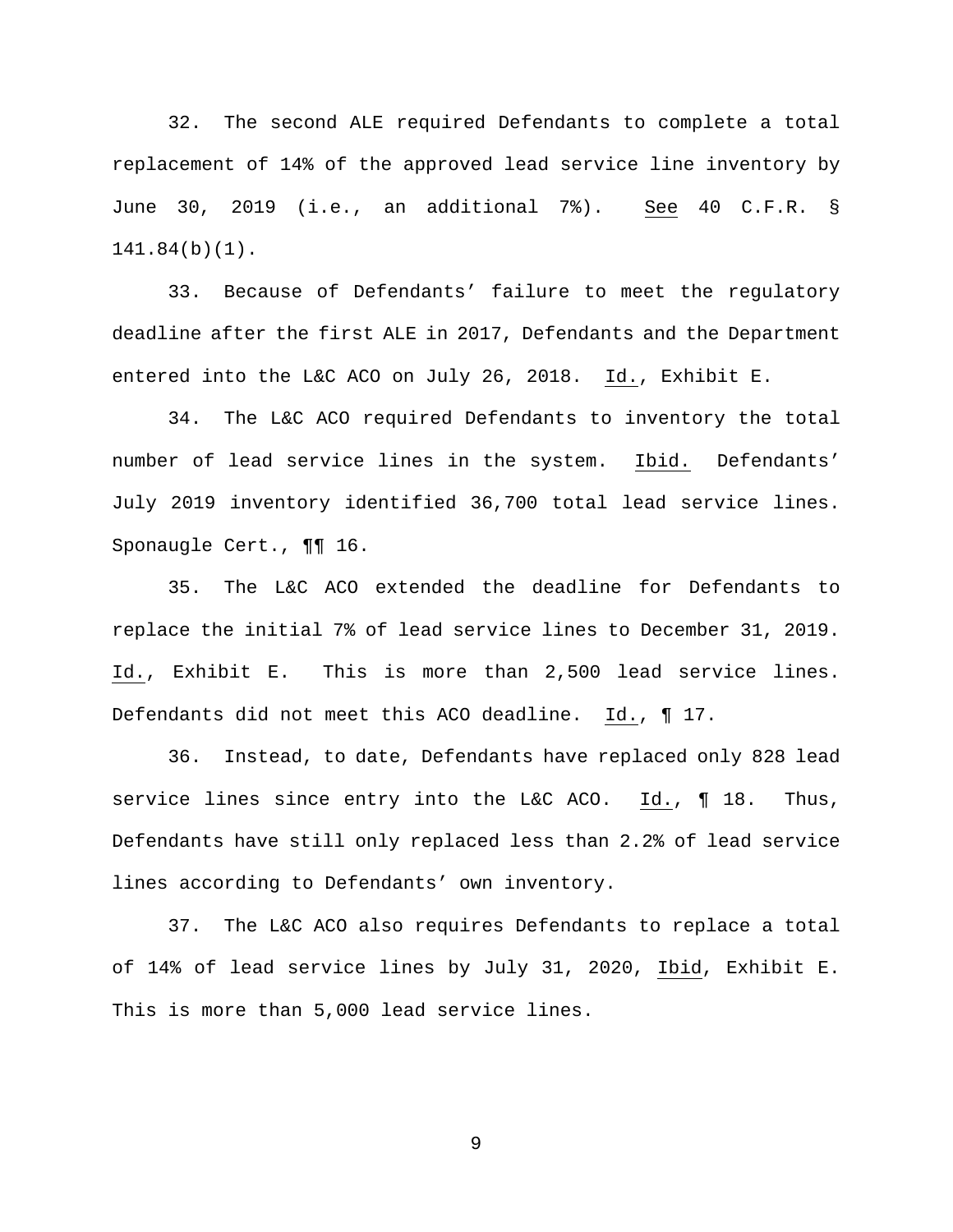32. The second ALE required Defendants to complete a total replacement of 14% of the approved lead service line inventory by June 30, 2019 (i.e., an additional 7%). See 40 C.F.R. § 141.84(b)(1).

33. Because of Defendants' failure to meet the regulatory deadline after the first ALE in 2017, Defendants and the Department entered into the L&C ACO on July 26, 2018. Id., Exhibit E.

34. The L&C ACO required Defendants to inventory the total number of lead service lines in the system. Ibid. Defendants' July 2019 inventory identified 36,700 total lead service lines. Sponaugle Cert., ¶¶ 16.

35. The L&C ACO extended the deadline for Defendants to replace the initial 7% of lead service lines to December 31, 2019. Id., Exhibit E. This is more than 2,500 lead service lines. Defendants did not meet this ACO deadline. Id., ¶ 17.

36. Instead, to date, Defendants have replaced only 828 lead service lines since entry into the L&C ACO. Id., ¶ 18. Thus, Defendants have still only replaced less than 2.2% of lead service lines according to Defendants' own inventory.

37. The L&C ACO also requires Defendants to replace a total of 14% of lead service lines by July 31, 2020, Ibid, Exhibit E. This is more than 5,000 lead service lines.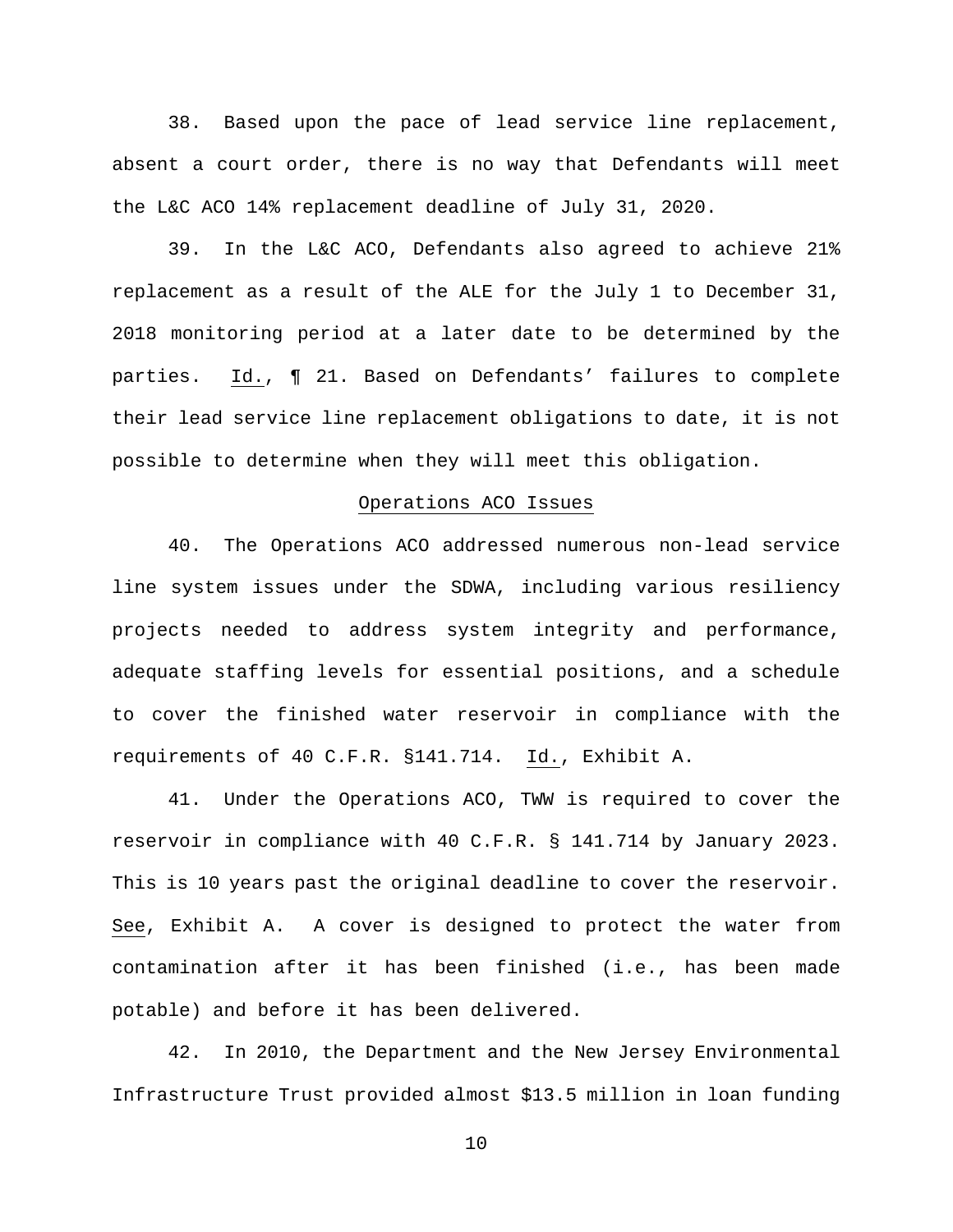38. Based upon the pace of lead service line replacement, absent a court order, there is no way that Defendants will meet the L&C ACO 14% replacement deadline of July 31, 2020.

39. In the L&C ACO, Defendants also agreed to achieve 21% replacement as a result of the ALE for the July 1 to December 31, 2018 monitoring period at a later date to be determined by the parties. Id., ¶ 21. Based on Defendants' failures to complete their lead service line replacement obligations to date, it is not possible to determine when they will meet this obligation.

Operations ACO Issues

40. The Operations ACO addressed numerous non-lead service line system issues under the SDWA, including various resiliency projects needed to address system integrity and performance, adequate staffing levels for essential positions, and a schedule to cover the finished water reservoir in compliance with the requirements of 40 C.F.R. §141.714. Id., Exhibit A.

41. Under the Operations ACO, TWW is required to cover the reservoir in compliance with 40 C.F.R. § 141.714 by January 2023. This is 10 years past the original deadline to cover the reservoir. See, Exhibit A. A cover is designed to protect the water from contamination after it has been finished (i.e., has been made potable) and before it has been delivered.

42. In 2010, the Department and the New Jersey Environmental Infrastructure Trust provided almost $13.5 million in loan funding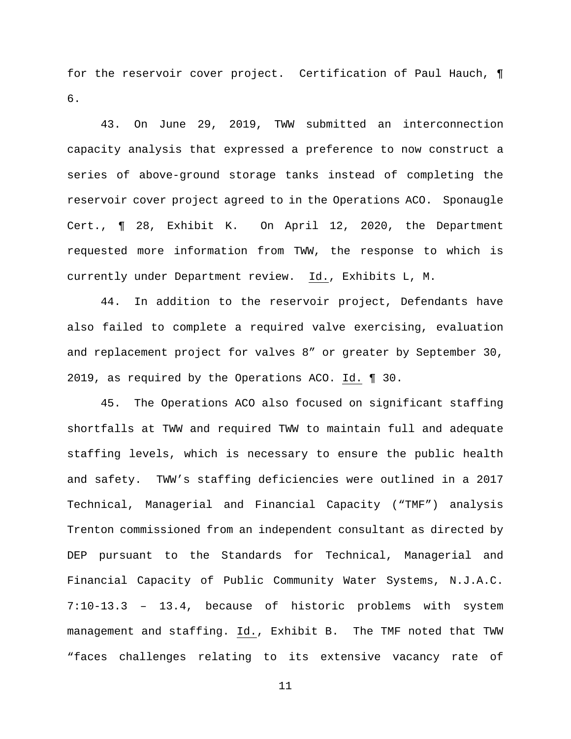for the reservoir cover project. Certification of Paul Hauch, ¶ 6.

43. On June 29, 2019, TWW submitted an interconnection capacity analysis that expressed a preference to now construct a series of above-ground storage tanks instead of completing the reservoir cover project agreed to in the Operations ACO. Sponaugle Cert., ¶ 28, Exhibit K. On April 12, 2020, the Department requested more information from TWW, the response to which is currently under Department review. Id., Exhibits L, M.

44. In addition to the reservoir project, Defendants have also failed to complete a required valve exercising, evaluation and replacement project for valves 8” or greater by September 30, 2019, as required by the Operations ACO. Id. ¶ 30.

45. The Operations ACO also focused on significant staffing shortfalls at TWW and required TWW to maintain full and adequate staffing levels, which is necessary to ensure the public health and safety. TWW’s staffing deficiencies were outlined in a 2017 Technical, Managerial and Financial Capacity (“TMF”) analysis Trenton commissioned from an independent consultant as directed by DEP pursuant to the Standards for Technical, Managerial and Financial Capacity of Public Community Water Systems, N.J.A.C. 7:10-13.3 – 13.4, because of historic problems with system management and staffing. Id., Exhibit B. The TMF noted that TWW “faces challenges relating to its extensive vacancy rate of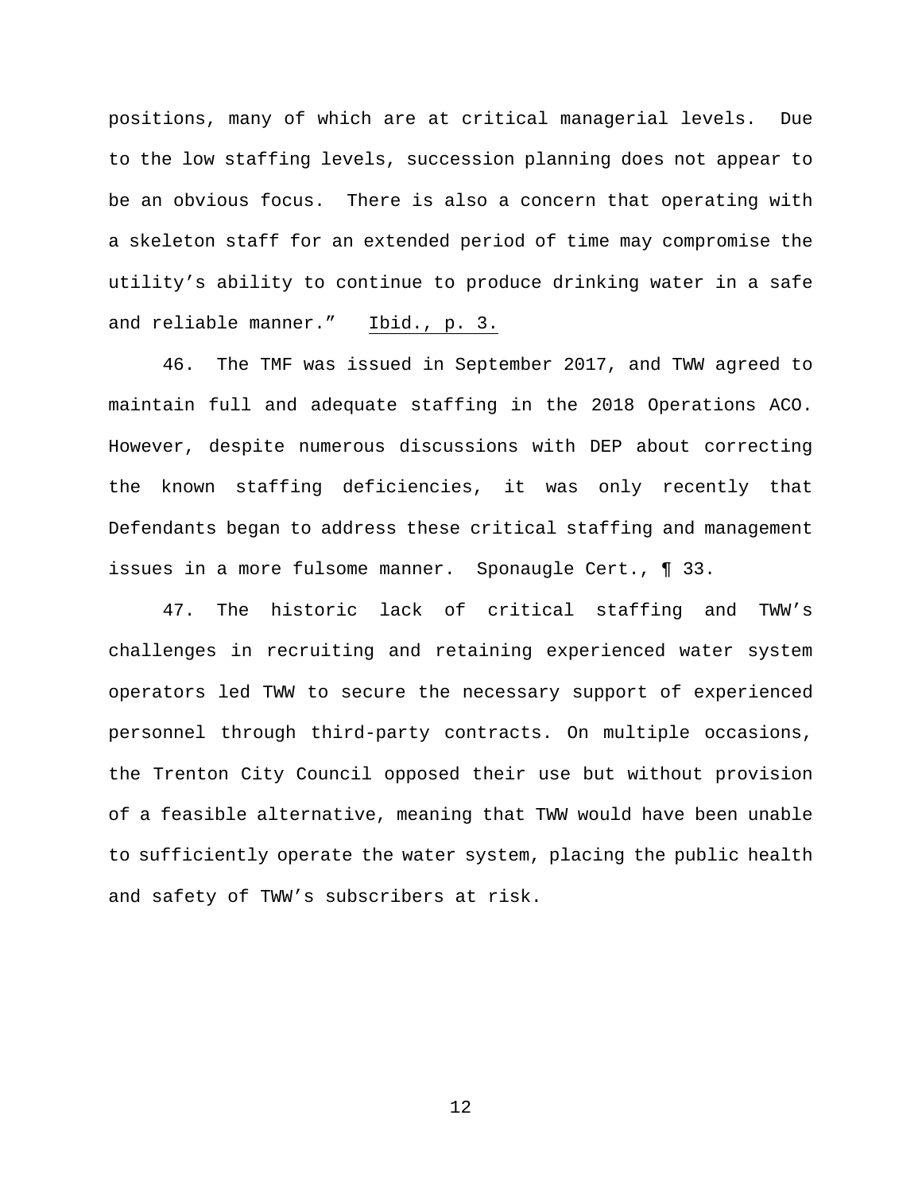positions, many of which are at critical managerial levels. Due to the low staffing levels, succession planning does not appear to be an obvious focus. There is also a concern that operating with a skeleton staff for an extended period of time may compromise the utility's ability to continue to produce drinking water in a safe and reliable manner." Ibid., p. 3.

46. The TMF was issued in September 2017, and TWW agreed to maintain full and adequate staffing in the 2018 Operations ACO. However, despite numerous discussions with DEP about correcting the known staffing deficiencies, it was only recently that Defendants began to address these critical staffing and management issues in a more fulsome manner. Sponaugle Cert., ¶ 33.

47. The historic lack of critical staffing and TWW's challenges in recruiting and retaining experienced water system operators led TWW to secure the necessary support of experienced personnel through third-party contracts. On multiple occasions, the Trenton City Council opposed their use but without provision of a feasible alternative, meaning that TWW would have been unable to sufficiently operate the water system, placing the public health and safety of TWW's subscribers at risk.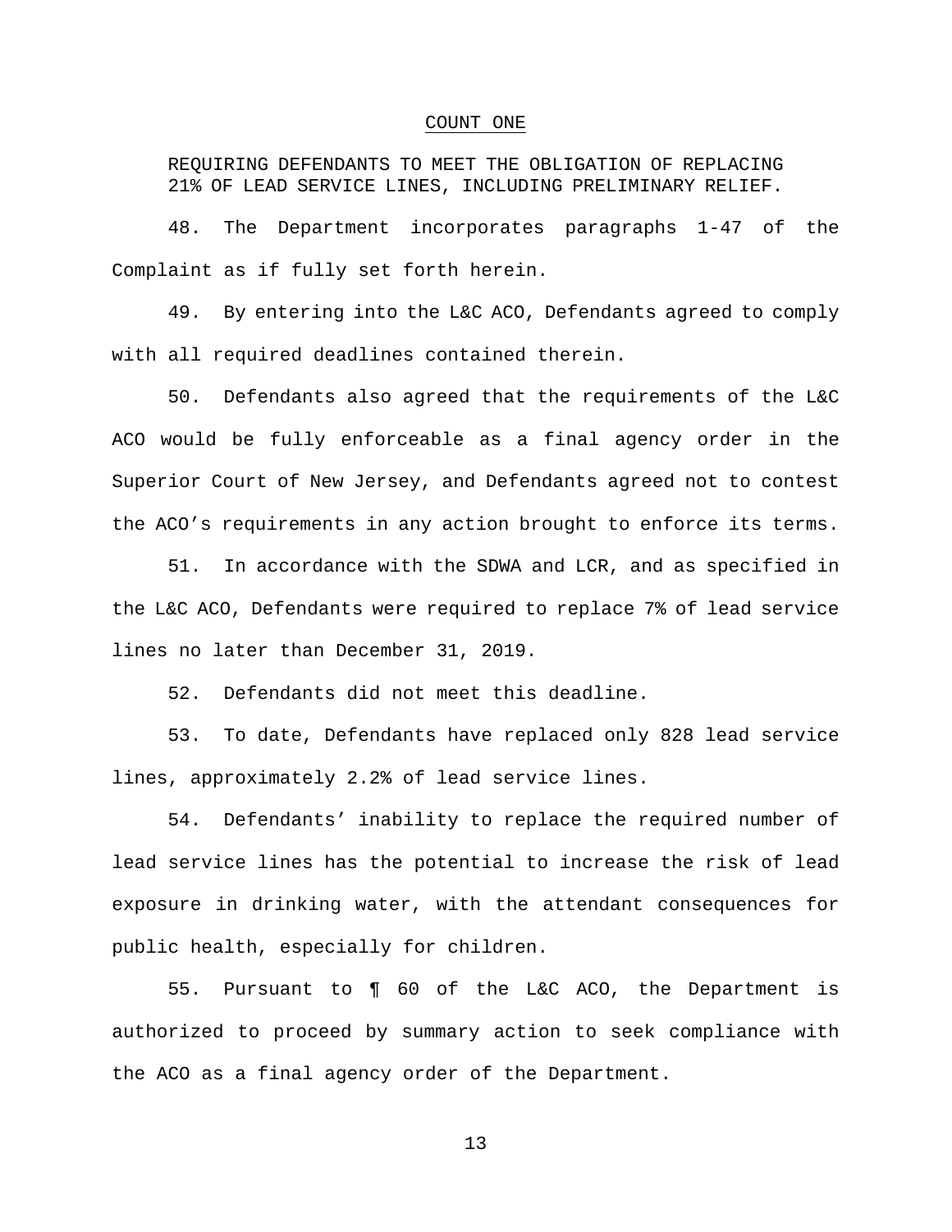## COUNT ONE

REQUIRING DEFENDANTS TO MEET THE OBLIGATION OF REPLACING 21% OF LEAD SERVICE LINES, INCLUDING PRELIMINARY RELIEF.

48. The Department incorporates paragraphs 1-47 of the Complaint as if fully set forth herein.

49. By entering into the L&C ACO, Defendants agreed to comply with all required deadlines contained therein.

50. Defendants also agreed that the requirements of the L&C ACO would be fully enforceable as a final agency order in the Superior Court of New Jersey, and Defendants agreed not to contest the ACO's requirements in any action brought to enforce its terms.

51. In accordance with the SDWA and LCR, and as specified in the L&C ACO, Defendants were required to replace 7% of lead service lines no later than December 31, 2019.

52. Defendants did not meet this deadline.

53. To date, Defendants have replaced only 828 lead service lines, approximately 2.2% of lead service lines.

54. Defendants' inability to replace the required number of lead service lines has the potential to increase the risk of lead exposure in drinking water, with the attendant consequences for public health, especially for children.

55. Pursuant to ¶ 60 of the L&C ACO, the Department is authorized to proceed by summary action to seek compliance with the ACO as a final agency order of the Department.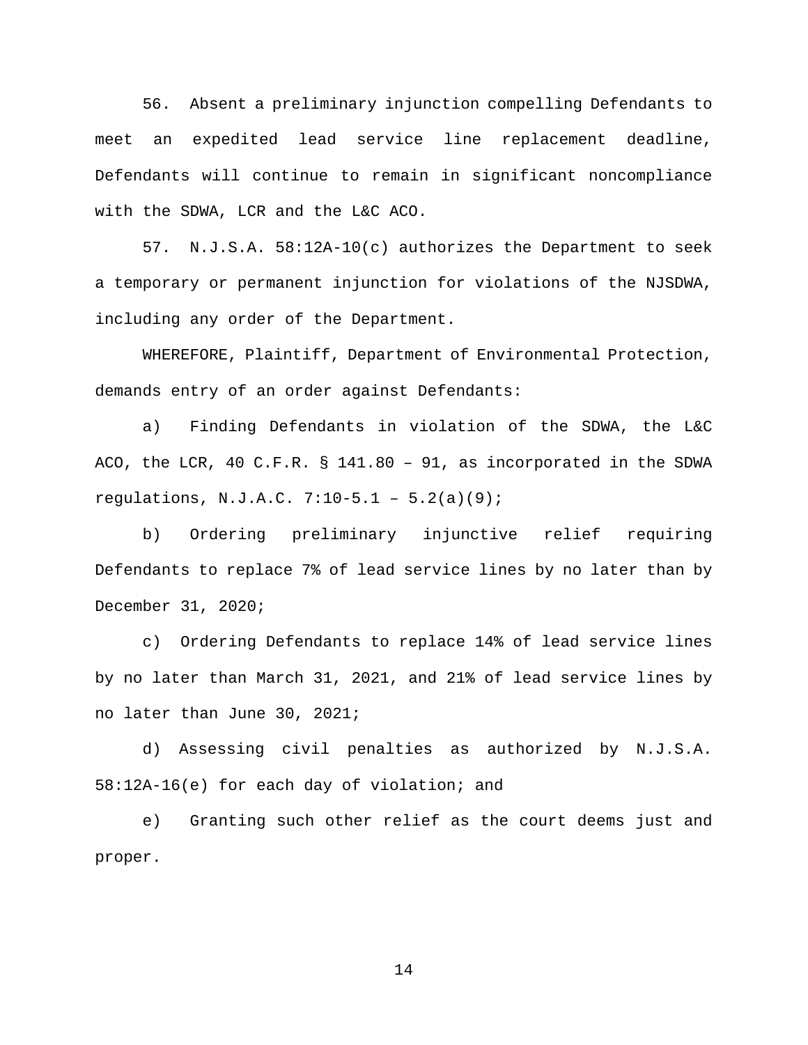56. Absent a preliminary injunction compelling Defendants to meet an expedited lead service line replacement deadline, Defendants will continue to remain in significant noncompliance with the SDWA, LCR and the L&C ACO.

57. N.J.S.A. 58:12A-10(c) authorizes the Department to seek a temporary or permanent injunction for violations of the NJSDWA, including any order of the Department.

WHEREFORE, Plaintiff, Department of Environmental Protection, demands entry of an order against Defendants:

a) Finding Defendants in violation of the SDWA, the L&C ACO, the LCR, 40 C.F.R. § 141.80 – 91, as incorporated in the SDWA regulations, N.J.A.C. 7:10-5.1 – 5.2(a)(9);

b) Ordering preliminary injunctive relief requiring Defendants to replace 7% of lead service lines by no later than by December 31, 2020;

c) Ordering Defendants to replace 14% of lead service lines by no later than March 31, 2021, and 21% of lead service lines by no later than June 30, 2021;

d) Assessing civil penalties as authorized by N.J.S.A. 58:12A-16(e) for each day of violation; and

e) Granting such other relief as the court deems just and proper.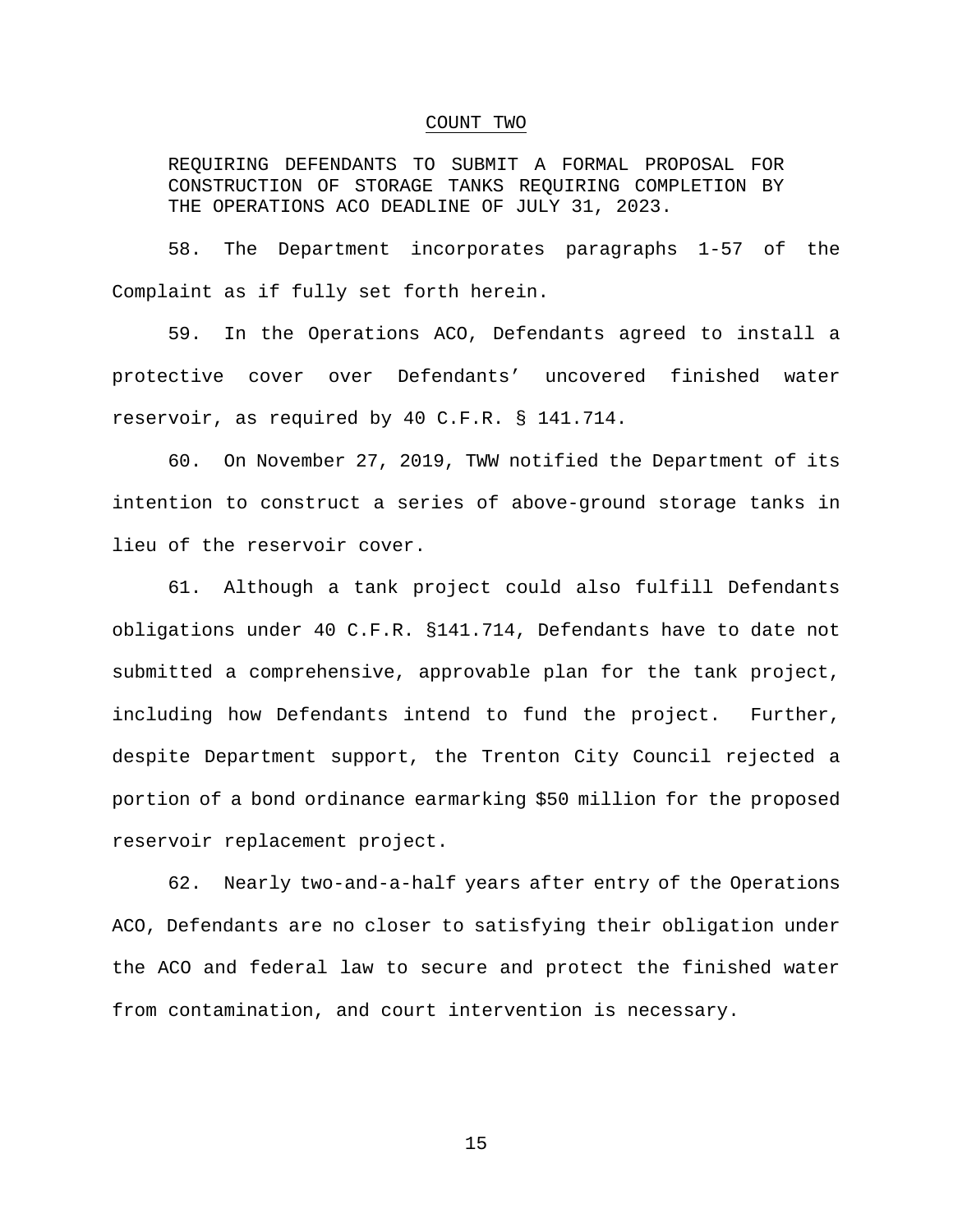## COUNT TWO

REQUIRING DEFENDANTS TO SUBMIT A FORMAL PROPOSAL FOR CONSTRUCTION OF STORAGE TANKS REQUIRING COMPLETION BY THE OPERATIONS ACO DEADLINE OF JULY 31, 2023.

58. The Department incorporates paragraphs 1-57 of the Complaint as if fully set forth herein.

59. In the Operations ACO, Defendants agreed to install a protective cover over Defendants' uncovered finished water reservoir, as required by 40 C.F.R. § 141.714.

60. On November 27, 2019, TWW notified the Department of its intention to construct a series of above-ground storage tanks in lieu of the reservoir cover.

61. Although a tank project could also fulfill Defendants obligations under 40 C.F.R. §141.714, Defendants have to date not submitted a comprehensive, approvable plan for the tank project, including how Defendants intend to fund the project. Further, despite Department support, the Trenton City Council rejected a portion of a bond ordinance earmarking $50 million for the proposed reservoir replacement project.

62. Nearly two-and-a-half years after entry of the Operations ACO, Defendants are no closer to satisfying their obligation under the ACO and federal law to secure and protect the finished water from contamination, and court intervention is necessary.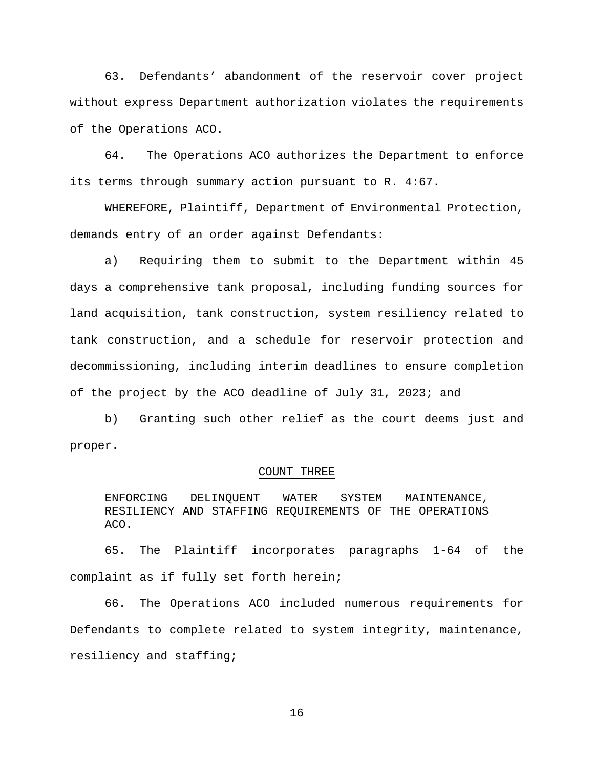63. Defendants' abandonment of the reservoir cover project without express Department authorization violates the requirements of the Operations ACO.

64. The Operations ACO authorizes the Department to enforce its terms through summary action pursuant to R. 4:67.

WHEREFORE, Plaintiff, Department of Environmental Protection, demands entry of an order against Defendants:

a) Requiring them to submit to the Department within 45 days a comprehensive tank proposal, including funding sources for land acquisition, tank construction, system resiliency related to tank construction, and a schedule for reservoir protection and decommissioning, including interim deadlines to ensure completion of the project by the ACO deadline of July 31, 2023; and

b) Granting such other relief as the court deems just and proper.

## COUNT THREE

ENFORCING DELINQUENT WATER SYSTEM MAINTENANCE, RESILIENCY AND STAFFING REQUIREMENTS OF THE OPERATIONS ACO.

65. The Plaintiff incorporates paragraphs 1-64 of the complaint as if fully set forth herein;

66. The Operations ACO included numerous requirements for Defendants to complete related to system integrity, maintenance, resiliency and staffing;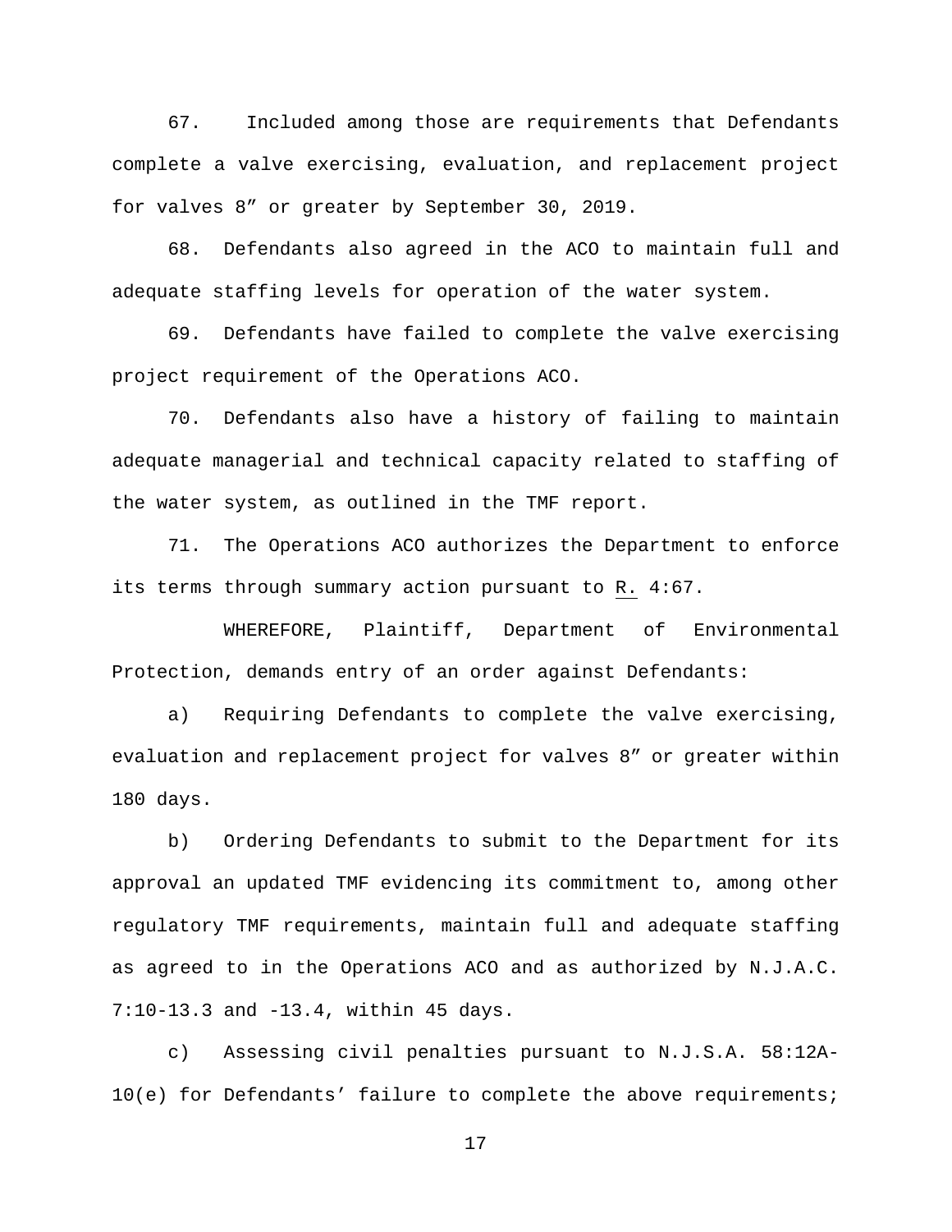67. Included among those are requirements that Defendants complete a valve exercising, evaluation, and replacement project for valves 8” or greater by September 30, 2019.

68. Defendants also agreed in the ACO to maintain full and adequate staffing levels for operation of the water system.

69. Defendants have failed to complete the valve exercising project requirement of the Operations ACO.

70. Defendants also have a history of failing to maintain adequate managerial and technical capacity related to staffing of the water system, as outlined in the TMF report.

71. The Operations ACO authorizes the Department to enforce its terms through summary action pursuant to R. 4:67.

WHEREFORE, Plaintiff, Department of Environmental Protection, demands entry of an order against Defendants:

a) Requiring Defendants to complete the valve exercising, evaluation and replacement project for valves 8” or greater within 180 days.

b) Ordering Defendants to submit to the Department for its approval an updated TMF evidencing its commitment to, among other regulatory TMF requirements, maintain full and adequate staffing as agreed to in the Operations ACO and as authorized by N.J.A.C. 7:10-13.3 and -13.4, within 45 days.

c) Assessing civil penalties pursuant to N.J.S.A. 58:12A-10(e) for Defendants’ failure to complete the above requirements;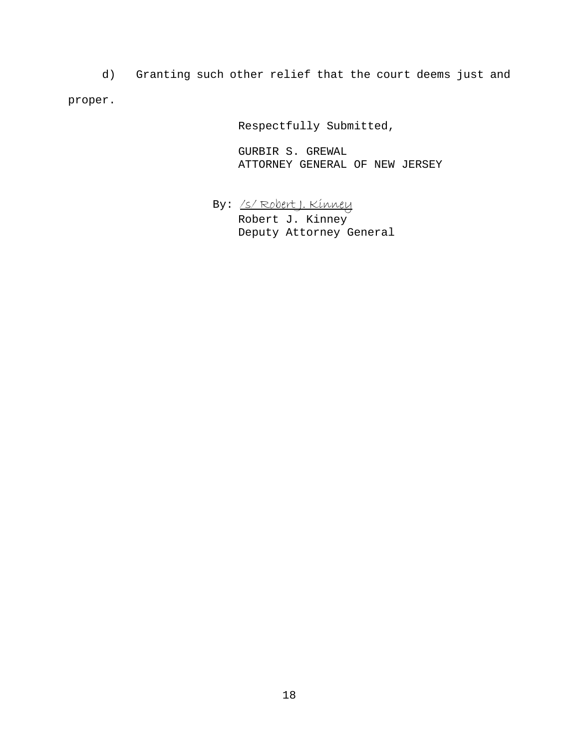d) Granting such other relief that the court deems just and proper.

Respectfully Submitted,

GURBIR S. GREWAL
ATTORNEY GENERAL OF NEW JERSEY

By: /s/ Robert J. Kinney
Robert J. Kinney
Deputy Attorney General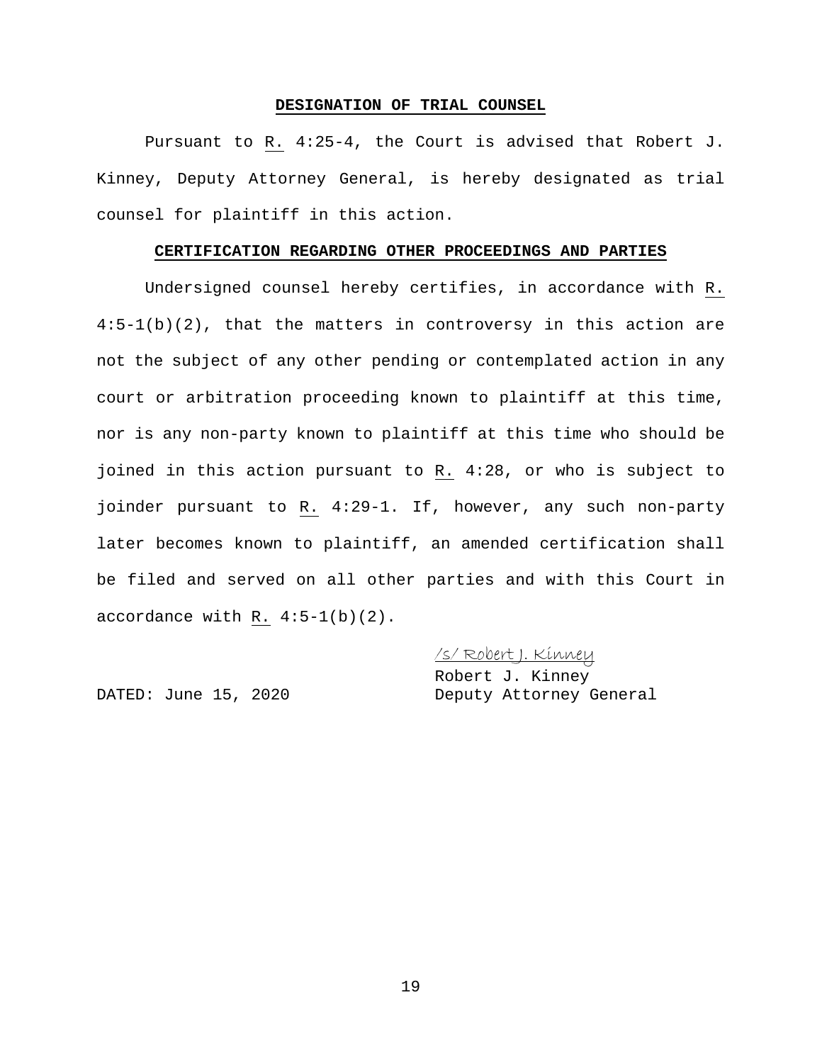## DESIGNATION OF TRIAL COUNSEL

Pursuant to R. 4:25-4, the Court is advised that Robert J. Kinney, Deputy Attorney General, is hereby designated as trial counsel for plaintiff in this action.

## CERTIFICATION REGARDING OTHER PROCEEDINGS AND PARTIES

Undersigned counsel hereby certifies, in accordance with R. 4:5-1(b)(2), that the matters in controversy in this action are not the subject of any other pending or contemplated action in any court or arbitration proceeding known to plaintiff at this time, nor is any non-party known to plaintiff at this time who should be joined in this action pursuant to R. 4:28, or who is subject to joinder pursuant to R. 4:29-1. If, however, any such non-party later becomes known to plaintiff, an amended certification shall be filed and served on all other parties and with this Court in accordance with R. 4:5-1(b)(2).

/s/ Robert J. Kinney
Robert J. Kinney
Deputy Attorney General

DATED: June 15, 2020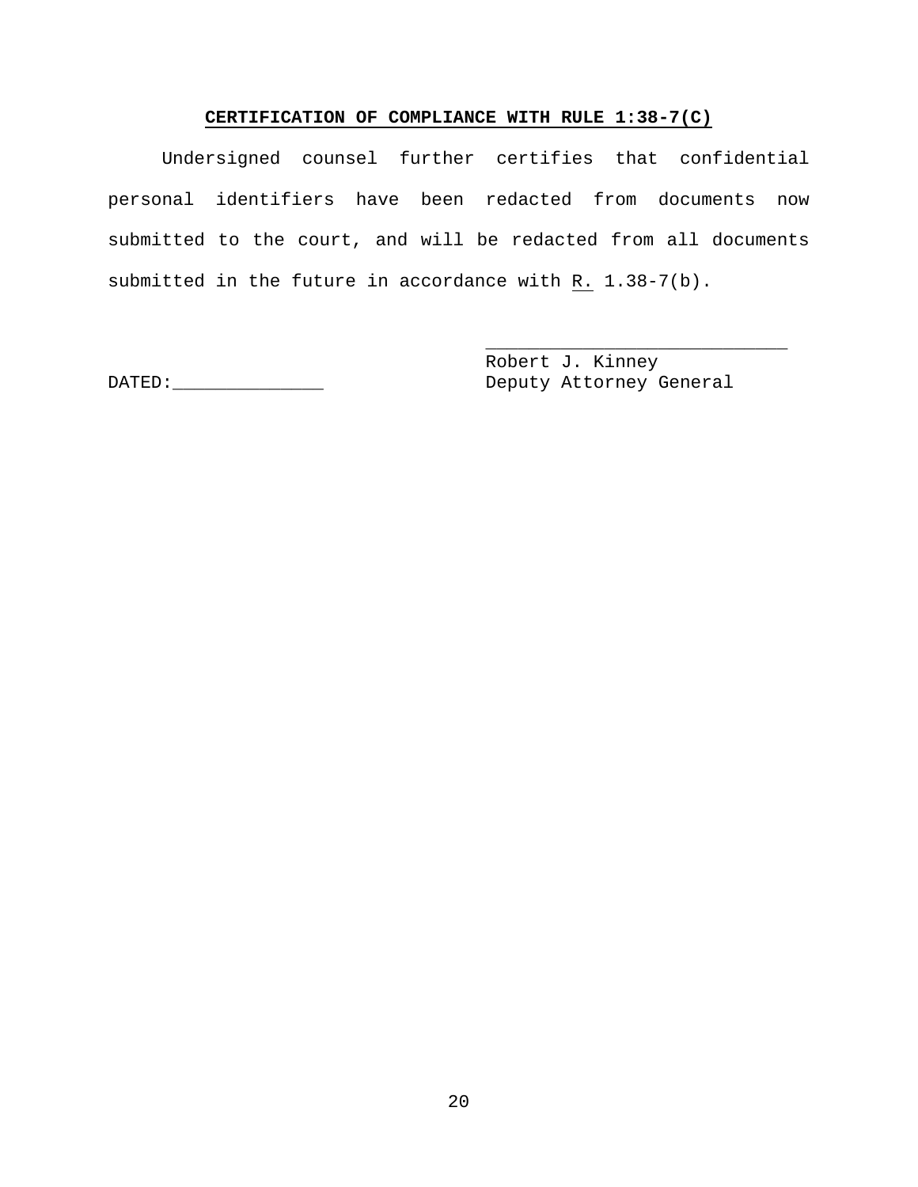**CERTIFICATION OF COMPLIANCE WITH RULE 1:38-7(C)**

Undersigned counsel further certifies that confidential personal identifiers have been redacted from documents now submitted to the court, and will be redacted from all documents submitted in the future in accordance with R. 1.38-7(b).

____________________________
Robert J. Kinney
Deputy Attorney General

DATED:______________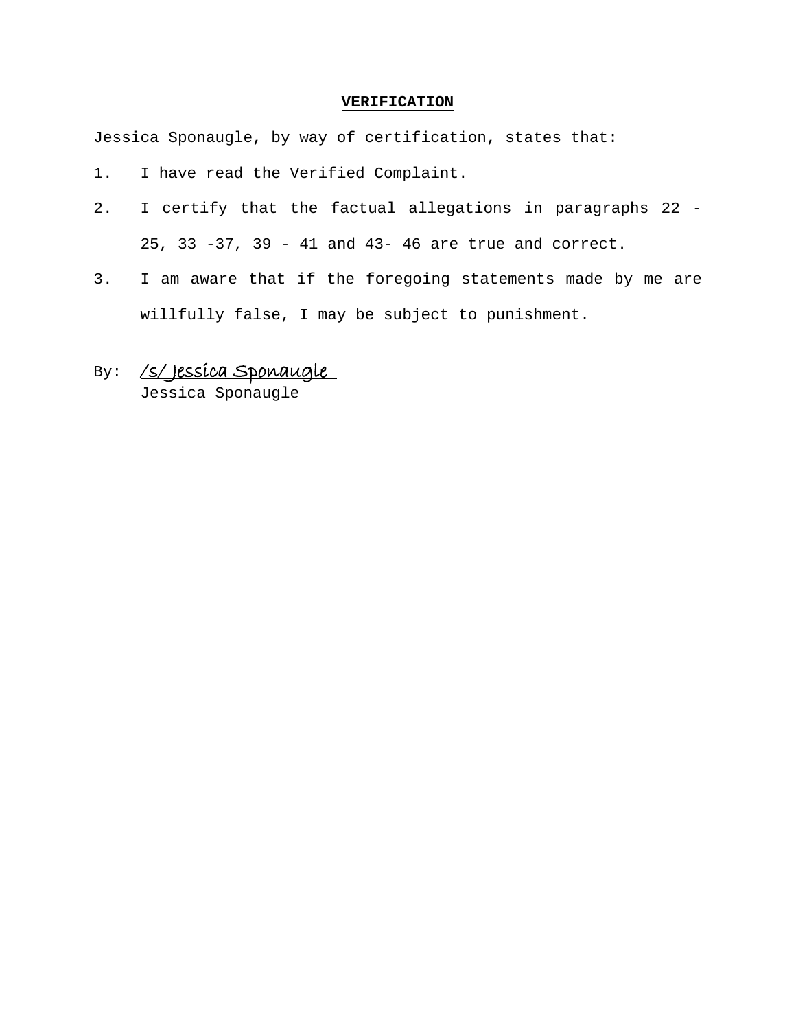**VERIFICATION**

Jessica Sponaugle, by way of certification, states that:

1. I have read the Verified Complaint.
2. I certify that the factual allegations in paragraphs 22 - 25, 33 -37, 39 - 41 and 43- 46 are true and correct.
3. I am aware that if the foregoing statements made by me are willfully false, I may be subject to punishment.

By: /s/ Jessica Sponaugle
Jessica Sponaugle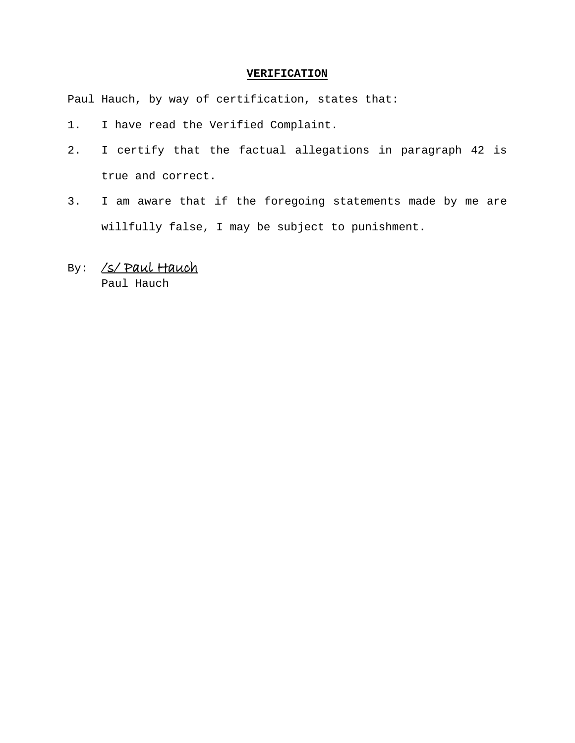**VERIFICATION**

Paul Hauch, by way of certification, states that:

1. I have read the Verified Complaint.
2. I certify that the factual allegations in paragraph 42 is true and correct.
3. I am aware that if the foregoing statements made by me are willfully false, I may be subject to punishment.

By: /s/ Paul Hauch
Paul Hauch